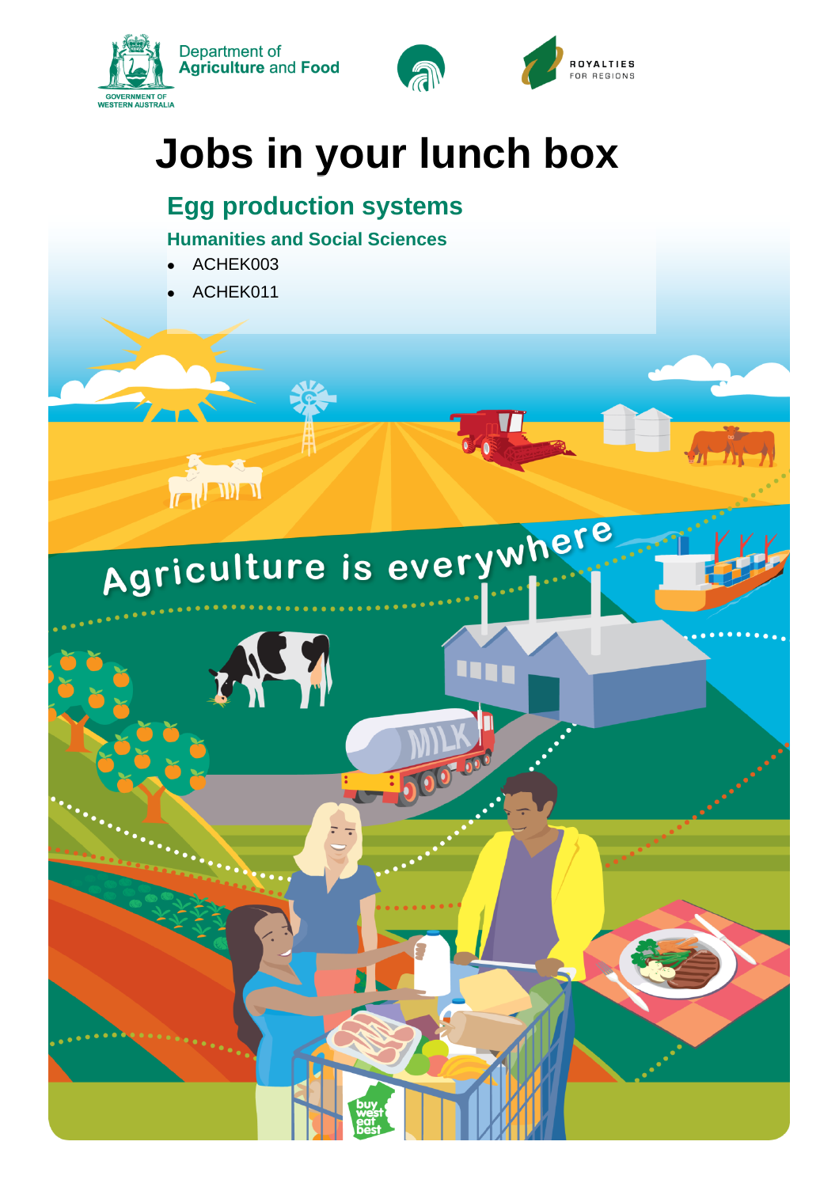Department of Agriculture and Food

GOVERNMENT OF WESTERN AUSTRALIA

ROYALTIES FOR REGIONS

# Jobs in your lunch box

## Egg production systems

### Humanities and Social Sciences

- ACHEK003
- ACHEK011

Agriculture is everywhere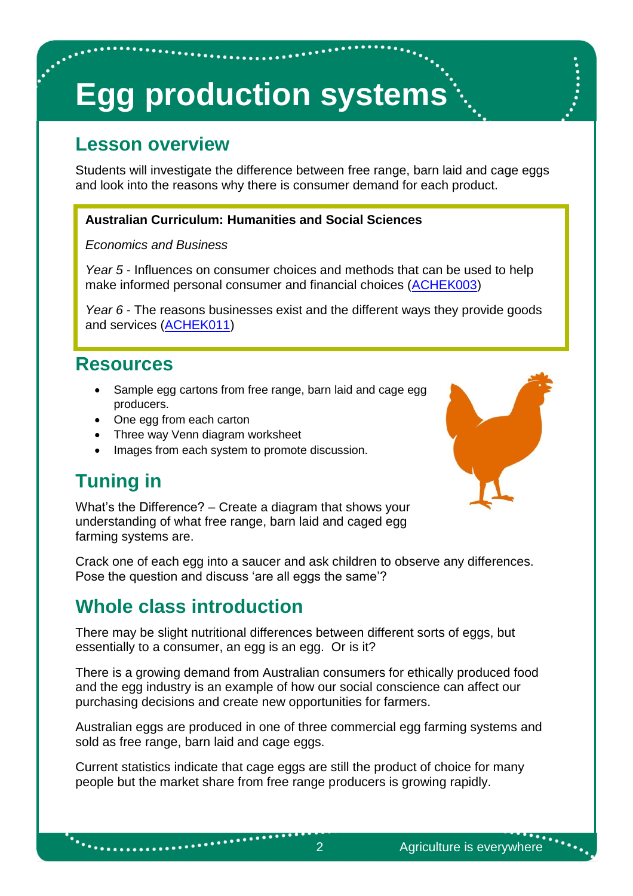# Egg production systems

## Lesson overview

Students will investigate the difference between free range, barn laid and cage eggs and look into the reasons why there is consumer demand for each product.

**Australian Curriculum: Humanities and Social Sciences**

*Economics and Business*

*Year 5* - Influences on consumer choices and methods that can be used to help make informed personal consumer and financial choices (ACHEK003)

*Year 6* - The reasons businesses exist and the different ways they provide goods and services (ACHEK011)

## Resources

- Sample egg cartons from free range, barn laid and cage egg producers.
- One egg from each carton
- Three way Venn diagram worksheet
- Images from each system to promote discussion.

## Tuning in

What's the Difference? – Create a diagram that shows your understanding of what free range, barn laid and caged egg farming systems are.

Crack one of each egg into a saucer and ask children to observe any differences. Pose the question and discuss 'are all eggs the same'?

## Whole class introduction

There may be slight nutritional differences between different sorts of eggs, but essentially to a consumer, an egg is an egg. Or is it?

There is a growing demand from Australian consumers for ethically produced food and the egg industry is an example of how our social conscience can affect our purchasing decisions and create new opportunities for farmers.

Australian eggs are produced in one of three commercial egg farming systems and sold as free range, barn laid and cage eggs.

Current statistics indicate that cage eggs are still the product of choice for many people but the market share from free range producers is growing rapidly.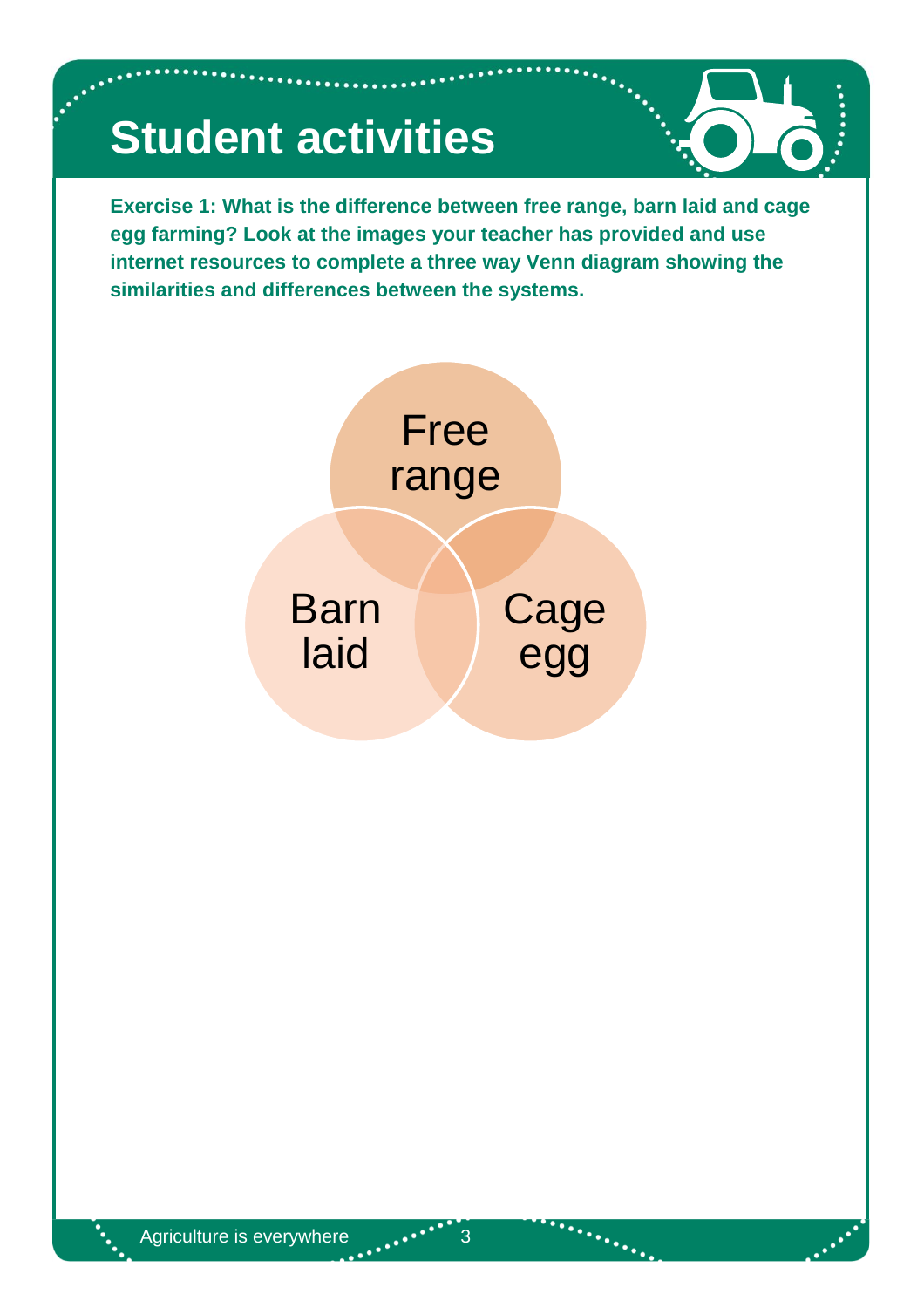# Student activities

**Exercise 1: What is the difference between free range, barn laid and cage egg farming? Look at the images your teacher has provided and use internet resources to complete a three way Venn diagram showing the similarities and differences between the systems.**

Free range

Barn laid

Cage egg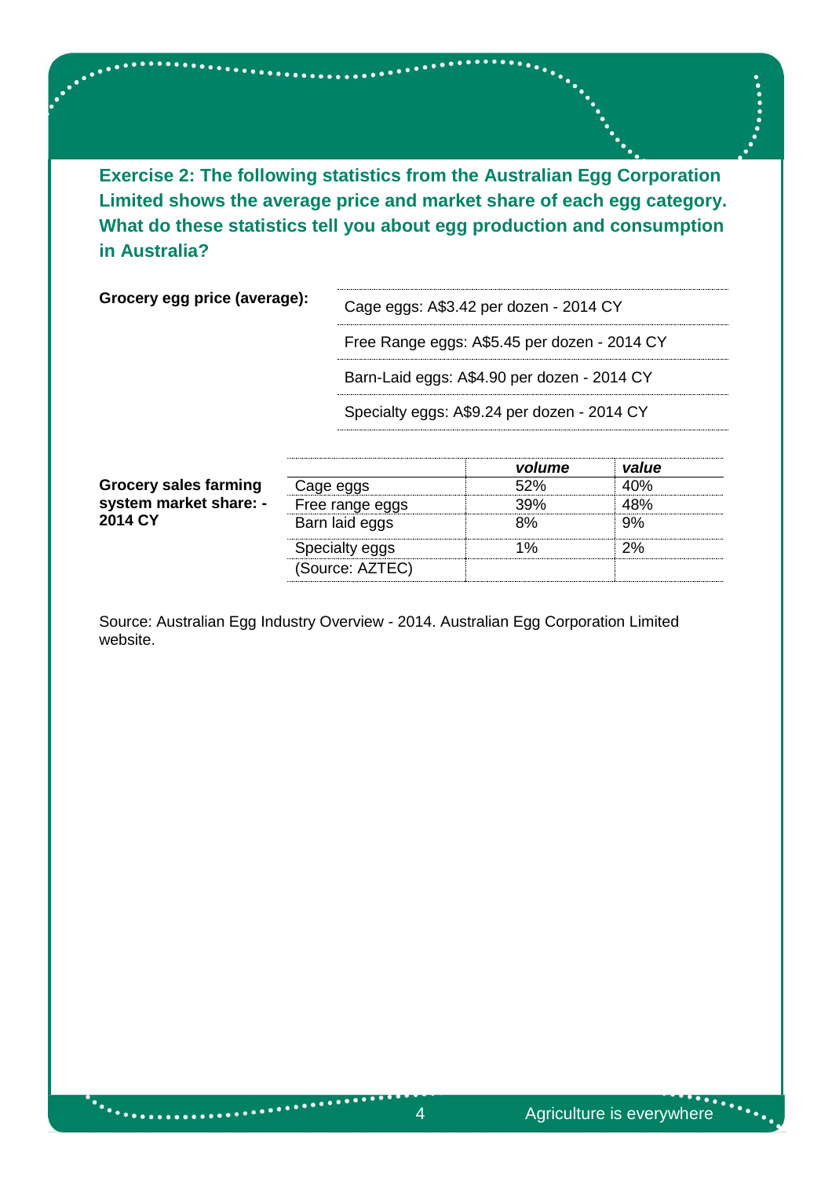**Exercise 2: The following statistics from the Australian Egg Corporation Limited shows the average price and market share of each egg category. What do these statistics tell you about egg production and consumption in Australia?**

**Grocery egg price (average):**

| |
|---|
| Cage eggs: A$3.42 per dozen - 2014 CY |
| Free Range eggs: A$5.45 per dozen - 2014 CY |
| Barn-Laid eggs: A$4.90 per dozen - 2014 CY |
| Specialty eggs: A$9.24 per dozen - 2014 CY |

**Grocery sales farming system market share: - 2014 CY**

| | ***volume*** | ***value*** |
|---|---|---|
| Cage eggs | 52% | 40% |
| Free range eggs | 39% | 48% |
| Barn laid eggs | 8% | 9% |
| Specialty eggs | 1% | 2% |
| (Source: AZTEC) | | |

Source: Australian Egg Industry Overview - 2014. Australian Egg Corporation Limited website.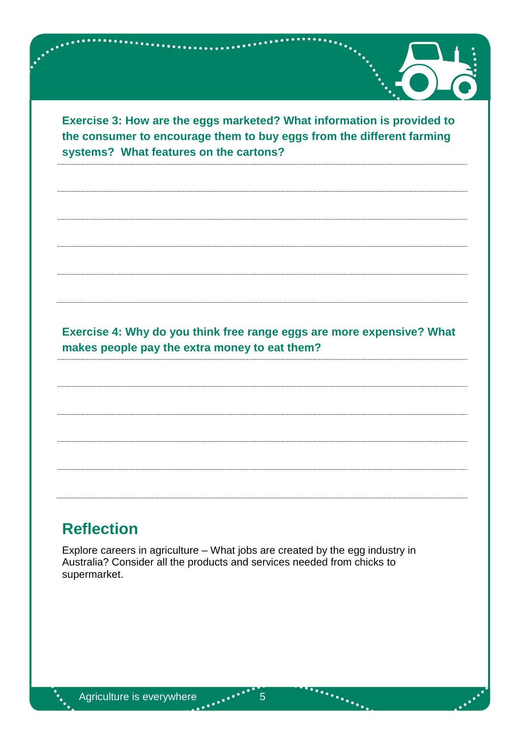**Exercise 3: How are the eggs marketed? What information is provided to the consumer to encourage them to buy eggs from the different farming systems? What features on the cartons?**

**Exercise 4: Why do you think free range eggs are more expensive? What makes people pay the extra money to eat them?**

## Reflection

Explore careers in agriculture – What jobs are created by the egg industry in Australia? Consider all the products and services needed from chicks to supermarket.